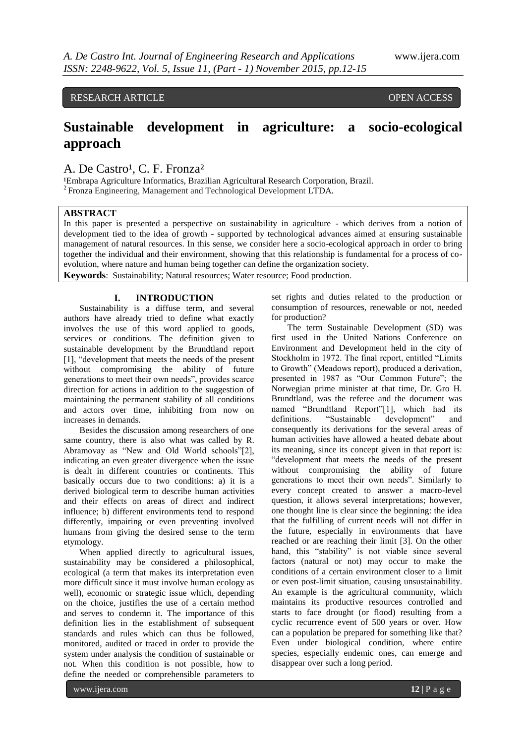RESEARCH ARTICLE OPEN ACCESS

# Sustainable development in agriculture: a socio-ecological approach

A. De Castro[1], C. F. Fronza[2]

[1]Embrapa Agriculture Informatics, Brazilian Agricultural Research Corporation, Brazil.
[2]Fronza Engineering, Management and Technological Development LTDA.

## ABSTRACT

In this paper is presented a perspective on sustainability in agriculture - which derives from a notion of development tied to the idea of growth - supported by technological advances aimed at ensuring sustainable management of natural resources. In this sense, we consider here a socio-ecological approach in order to bring together the individual and their environment, showing that this relationship is fundamental for a process of co-evolution, where nature and human being together can define the organization society.

**Keywords**: Sustainability; Natural resources; Water resource; Food production.

## I. INTRODUCTION

Sustainability is a diffuse term, and several authors have already tried to define what exactly involves the use of this word applied to goods, services or conditions. The definition given to sustainable development by the Brundtland report [1], "development that meets the needs of the present without compromising the ability of future generations to meet their own needs", provides scarce direction for actions in addition to the suggestion of maintaining the permanent stability of all conditions and actors over time, inhibiting from now on increases in demands.

Besides the discussion among researchers of one same country, there is also what was called by R. Abramovay as "New and Old World schools"[2], indicating an even greater divergence when the issue is dealt in different countries or continents. This basically occurs due to two conditions: a) it is a derived biological term to describe human activities and their effects on areas of direct and indirect influence; b) different environments tend to respond differently, impairing or even preventing involved humans from giving the desired sense to the term etymology.

When applied directly to agricultural issues, sustainability may be considered a philosophical, ecological (a term that makes its interpretation even more difficult since it must involve human ecology as well), economic or strategic issue which, depending on the choice, justifies the use of a certain method and serves to condemn it. The importance of this definition lies in the establishment of subsequent standards and rules which can thus be followed, monitored, audited or traced in order to provide the system under analysis the condition of sustainable or not. When this condition is not possible, how to define the needed or comprehensible parameters to set rights and duties related to the production or consumption of resources, renewable or not, needed for production?

The term Sustainable Development (SD) was first used in the United Nations Conference on Environment and Development held in the city of Stockholm in 1972. The final report, entitled "Limits to Growth" (Meadows report), produced a derivation, presented in 1987 as "Our Common Future"; the Norwegian prime minister at that time, Dr. Gro H. Brundtland, was the referee and the document was named "Brundtland Report"[1], which had its definitions. "Sustainable development" and consequently its derivations for the several areas of human activities have allowed a heated debate about its meaning, since its concept given in that report is: "development that meets the needs of the present without compromising the ability of future generations to meet their own needs". Similarly to every concept created to answer a macro-level question, it allows several interpretations; however, one thought line is clear since the beginning: the idea that the fulfilling of current needs will not differ in the future, especially in environments that have reached or are reaching their limit [3]. On the other hand, this "stability" is not viable since several factors (natural or not) may occur to make the conditions of a certain environment closer to a limit or even post-limit situation, causing unsustainability. An example is the agricultural community, which maintains its productive resources controlled and starts to face drought (or flood) resulting from a cyclic recurrence event of 500 years or over. How can a population be prepared for something like that? Even under biological condition, where entire species, especially endemic ones, can emerge and disappear over such a long period.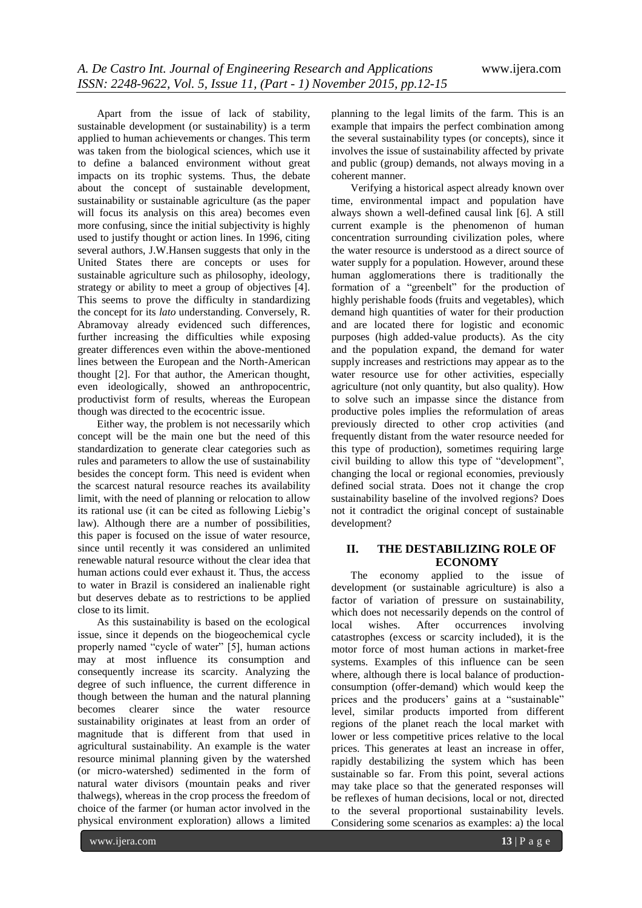Apart from the issue of lack of stability, sustainable development (or sustainability) is a term applied to human achievements or changes. This term was taken from the biological sciences, which use it to define a balanced environment without great impacts on its trophic systems. Thus, the debate about the concept of sustainable development, sustainability or sustainable agriculture (as the paper will focus its analysis on this area) becomes even more confusing, since the initial subjectivity is highly used to justify thought or action lines. In 1996, citing several authors, J.W.Hansen suggests that only in the United States there are concepts or uses for sustainable agriculture such as philosophy, ideology, strategy or ability to meet a group of objectives [4]. This seems to prove the difficulty in standardizing the concept for its *lato* understanding. Conversely, R. Abramovay already evidenced such differences, further increasing the difficulties while exposing greater differences even within the above-mentioned lines between the European and the North-American thought [2]. For that author, the American thought, even ideologically, showed an anthropocentric, productivist form of results, whereas the European though was directed to the ecocentric issue.

Either way, the problem is not necessarily which concept will be the main one but the need of this standardization to generate clear categories such as rules and parameters to allow the use of sustainability besides the concept form. This need is evident when the scarcest natural resource reaches its availability limit, with the need of planning or relocation to allow its rational use (it can be cited as following Liebig's law). Although there are a number of possibilities, this paper is focused on the issue of water resource, since until recently it was considered an unlimited renewable natural resource without the clear idea that human actions could ever exhaust it. Thus, the access to water in Brazil is considered an inalienable right but deserves debate as to restrictions to be applied close to its limit.

As this sustainability is based on the ecological issue, since it depends on the biogeochemical cycle properly named "cycle of water" [5], human actions may at most influence its consumption and consequently increase its scarcity. Analyzing the degree of such influence, the current difference in though between the human and the natural planning becomes clearer since the water resource sustainability originates at least from an order of magnitude that is different from that used in agricultural sustainability. An example is the water resource minimal planning given by the watershed (or micro-watershed) sedimented in the form of natural water divisors (mountain peaks and river thalwegs), whereas in the crop process the freedom of choice of the farmer (or human actor involved in the physical environment exploration) allows a limited planning to the legal limits of the farm. This is an example that impairs the perfect combination among the several sustainability types (or concepts), since it involves the issue of sustainability affected by private and public (group) demands, not always moving in a coherent manner.

Verifying a historical aspect already known over time, environmental impact and population have always shown a well-defined causal link [6]. A still current example is the phenomenon of human concentration surrounding civilization poles, where the water resource is understood as a direct source of water supply for a population. However, around these human agglomerations there is traditionally the formation of a "greenbelt" for the production of highly perishable foods (fruits and vegetables), which demand high quantities of water for their production and are located there for logistic and economic purposes (high added-value products). As the city and the population expand, the demand for water supply increases and restrictions may appear as to the water resource use for other activities, especially agriculture (not only quantity, but also quality). How to solve such an impasse since the distance from productive poles implies the reformulation of areas previously directed to other crop activities (and frequently distant from the water resource needed for this type of production), sometimes requiring large civil building to allow this type of "development", changing the local or regional economies, previously defined social strata. Does not it change the crop sustainability baseline of the involved regions? Does not it contradict the original concept of sustainable development?

## II. THE DESTABILIZING ROLE OF ECONOMY

The economy applied to the issue of development (or sustainable agriculture) is also a factor of variation of pressure on sustainability, which does not necessarily depends on the control of local wishes. After occurrences involving catastrophes (excess or scarcity included), it is the motor force of most human actions in market-free systems. Examples of this influence can be seen where, although there is local balance of production-consumption (offer-demand) which would keep the prices and the producers' gains at a "sustainable" level, similar products imported from different regions of the planet reach the local market with lower or less competitive prices relative to the local prices. This generates at least an increase in offer, rapidly destabilizing the system which has been sustainable so far. From this point, several actions may take place so that the generated responses will be reflexes of human decisions, local or not, directed to the several proportional sustainability levels. Considering some scenarios as examples: a) the local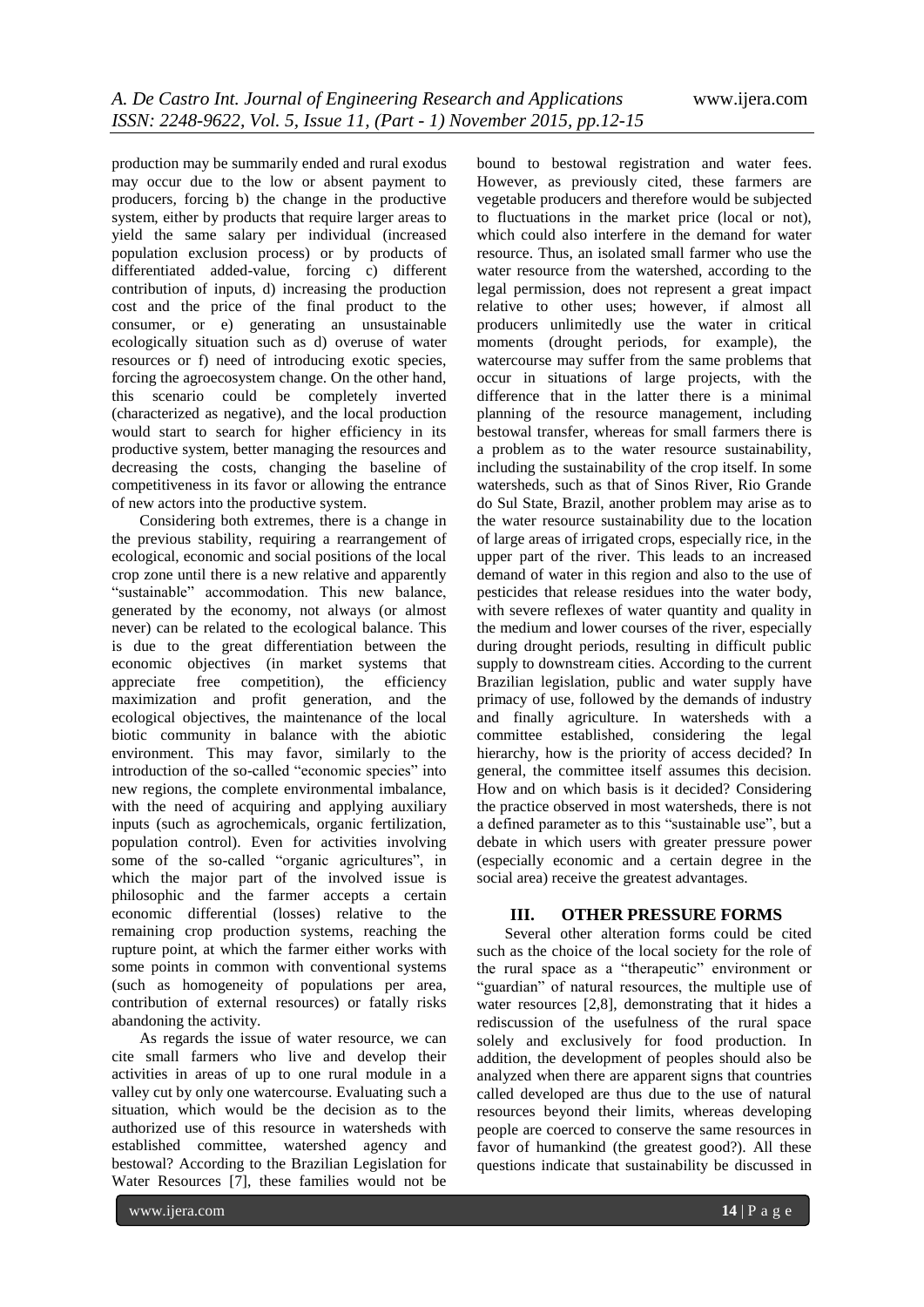production may be summarily ended and rural exodus may occur due to the low or absent payment to producers, forcing b) the change in the productive system, either by products that require larger areas to yield the same salary per individual (increased population exclusion process) or by products of differentiated added-value, forcing c) different contribution of inputs, d) increasing the production cost and the price of the final product to the consumer, or e) generating an unsustainable ecologically situation such as d) overuse of water resources or f) need of introducing exotic species, forcing the agroecosystem change. On the other hand, this scenario could be completely inverted (characterized as negative), and the local production would start to search for higher efficiency in its productive system, better managing the resources and decreasing the costs, changing the baseline of competitiveness in its favor or allowing the entrance of new actors into the productive system.

Considering both extremes, there is a change in the previous stability, requiring a rearrangement of ecological, economic and social positions of the local crop zone until there is a new relative and apparently "sustainable" accommodation. This new balance, generated by the economy, not always (or almost never) can be related to the ecological balance. This is due to the great differentiation between the economic objectives (in market systems that appreciate free competition), the efficiency maximization and profit generation, and the ecological objectives, the maintenance of the local biotic community in balance with the abiotic environment. This may favor, similarly to the introduction of the so-called "economic species" into new regions, the complete environmental imbalance, with the need of acquiring and applying auxiliary inputs (such as agrochemicals, organic fertilization, population control). Even for activities involving some of the so-called "organic agricultures", in which the major part of the involved issue is philosophic and the farmer accepts a certain economic differential (losses) relative to the remaining crop production systems, reaching the rupture point, at which the farmer either works with some points in common with conventional systems (such as homogeneity of populations per area, contribution of external resources) or fatally risks abandoning the activity.

As regards the issue of water resource, we can cite small farmers who live and develop their activities in areas of up to one rural module in a valley cut by only one watercourse. Evaluating such a situation, which would be the decision as to the authorized use of this resource in watersheds with established committee, watershed agency and bestowal? According to the Brazilian Legislation for Water Resources [7], these families would not be bound to bestowal registration and water fees. However, as previously cited, these farmers are vegetable producers and therefore would be subjected to fluctuations in the market price (local or not), which could also interfere in the demand for water resource. Thus, an isolated small farmer who use the water resource from the watershed, according to the legal permission, does not represent a great impact relative to other uses; however, if almost all producers unlimitedly use the water in critical moments (drought periods, for example), the watercourse may suffer from the same problems that occur in situations of large projects, with the difference that in the latter there is a minimal planning of the resource management, including bestowal transfer, whereas for small farmers there is a problem as to the water resource sustainability, including the sustainability of the crop itself. In some watersheds, such as that of Sinos River, Rio Grande do Sul State, Brazil, another problem may arise as to the water resource sustainability due to the location of large areas of irrigated crops, especially rice, in the upper part of the river. This leads to an increased demand of water in this region and also to the use of pesticides that release residues into the water body, with severe reflexes of water quantity and quality in the medium and lower courses of the river, especially during drought periods, resulting in difficult public supply to downstream cities. According to the current Brazilian legislation, public and water supply have primacy of use, followed by the demands of industry and finally agriculture. In watersheds with a committee established, considering the legal hierarchy, how is the priority of access decided? In general, the committee itself assumes this decision. How and on which basis is it decided? Considering the practice observed in most watersheds, there is not a defined parameter as to this "sustainable use", but a debate in which users with greater pressure power (especially economic and a certain degree in the social area) receive the greatest advantages.

## III. OTHER PRESSURE FORMS

Several other alteration forms could be cited such as the choice of the local society for the role of the rural space as a "therapeutic" environment or "guardian" of natural resources, the multiple use of water resources [2,8], demonstrating that it hides a rediscussion of the usefulness of the rural space solely and exclusively for food production. In addition, the development of peoples should also be analyzed when there are apparent signs that countries called developed are thus due to the use of natural resources beyond their limits, whereas developing people are coerced to conserve the same resources in favor of humankind (the greatest good?). All these questions indicate that sustainability be discussed in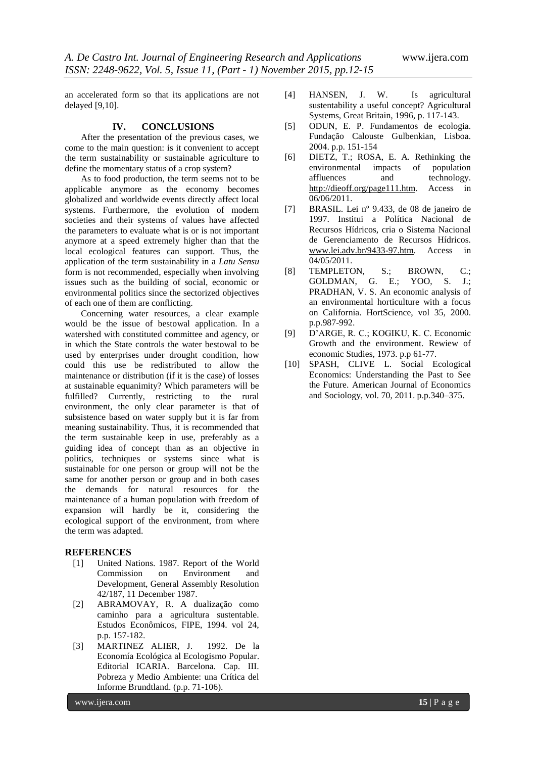an accelerated form so that its applications are not delayed [9,10].

## IV. CONCLUSIONS

After the presentation of the previous cases, we come to the main question: is it convenient to accept the term sustainability or sustainable agriculture to define the momentary status of a crop system?

As to food production, the term seems not to be applicable anymore as the economy becomes globalized and worldwide events directly affect local systems. Furthermore, the evolution of modern societies and their systems of values have affected the parameters to evaluate what is or is not important anymore at a speed extremely higher than that the local ecological features can support. Thus, the application of the term sustainability in a *Latu Sensu* form is not recommended, especially when involving issues such as the building of social, economic or environmental politics since the sectorized objectives of each one of them are conflicting.

Concerning water resources, a clear example would be the issue of bestowal application. In a watershed with constituted committee and agency, or in which the State controls the water bestowal to be used by enterprises under drought condition, how could this use be redistributed to allow the maintenance or distribution (if it is the case) of losses at sustainable equanimity? Which parameters will be fulfilled? Currently, restricting to the rural environment, the only clear parameter is that of subsistence based on water supply but it is far from meaning sustainability. Thus, it is recommended that the term sustainable keep in use, preferably as a guiding idea of concept than as an objective in politics, techniques or systems since what is sustainable for one person or group will not be the same for another person or group and in both cases the demands for natural resources for the maintenance of a human population with freedom of expansion will hardly be it, considering the ecological support of the environment, from where the term was adapted.

## REFERENCES

[1] United Nations. 1987. Report of the World Commission on Environment and Development, General Assembly Resolution 42/187, 11 December 1987.

[2] ABRAMOVAY, R. A dualização como caminho para a agricultura sustentable. Estudos Econômicos, FIPE, 1994. vol 24, p.p. 157-182.

[3] MARTINEZ ALIER, J. 1992. De la Economía Ecológica al Ecologismo Popular. Editorial ICARIA. Barcelona. Cap. III. Pobreza y Medio Ambiente: una Crítica del Informe Brundtland. (p.p. 71-106).

[4] HANSEN, J. W. Is agricultural sustentability a useful concept? Agricultural Systems, Great Britain, 1996, p. 117-143.

[5] ODUN, E. P. Fundamentos de ecologia. Fundação Calouste Gulbenkian, Lisboa. 2004. p.p. 151-154

[6] DIETZ, T.; ROSA, E. A. Rethinking the environmental impacts of population affluences and technology. http://dieoff.org/page111.htm. Access in 06/06/2011.

[7] BRASIL. Lei nº 9.433, de 08 de janeiro de 1997. Institui a Política Nacional de Recursos Hídricos, cria o Sistema Nacional de Gerenciamento de Recursos Hídricos. www.lei.adv.br/9433-97.htm. Access in 04/05/2011.

[8] TEMPLETON, S.; BROWN, C.; GOLDMAN, G. E.; YOO, S. J.; PRADHAN, V. S. An economic analysis of an environmental horticulture with a focus on California. HortScience, vol 35, 2000. p.p.987-992.

[9] D'ARGE, R. C.; KOGIKU, K. C. Economic Growth and the environment. Rewiew of economic Studies, 1973. p.p 61-77.

[10] SPASH, CLIVE L. Social Ecological Economics: Understanding the Past to See the Future. American Journal of Economics and Sociology, vol. 70, 2011. p.p.340–375.